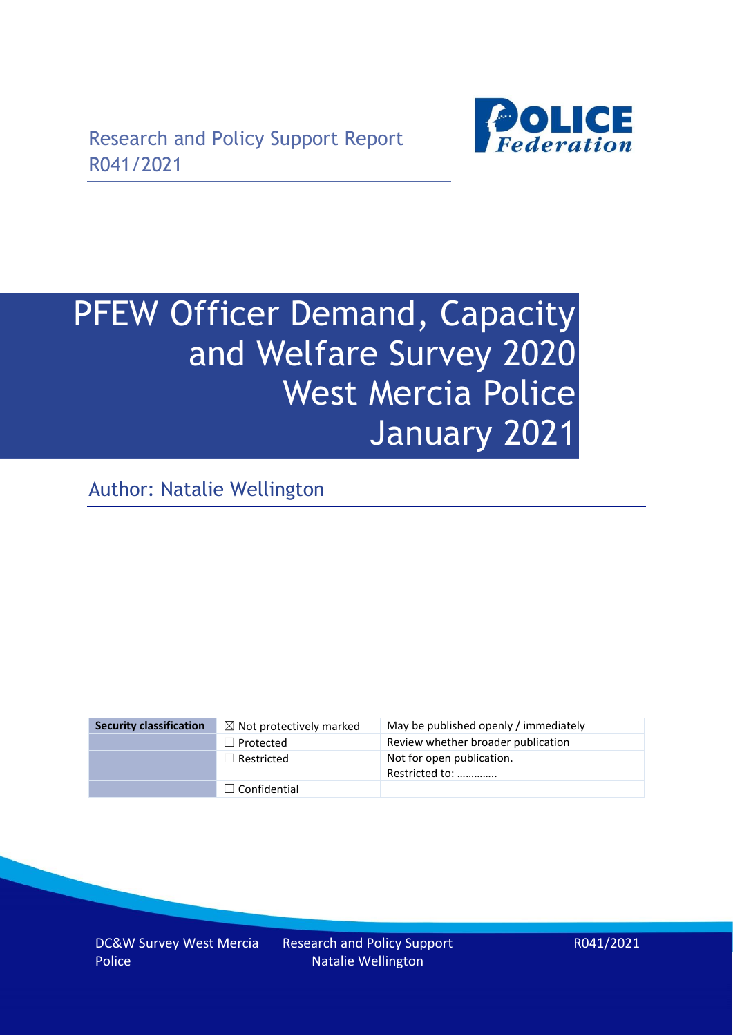Research and Policy Support Report
R041/2021

# PFEW Officer Demand, Capacity and Welfare Survey 2020 West Mercia Police January 2021

Author: Natalie Wellington

| Security classification | ☒ Not protectively marked | May be published openly / immediately |
|---|---|---|
| | ☐ Protected | Review whether broader publication |
| | ☐ Restricted | Not for open publication. Restricted to: ………….. |
| | ☐ Confidential | |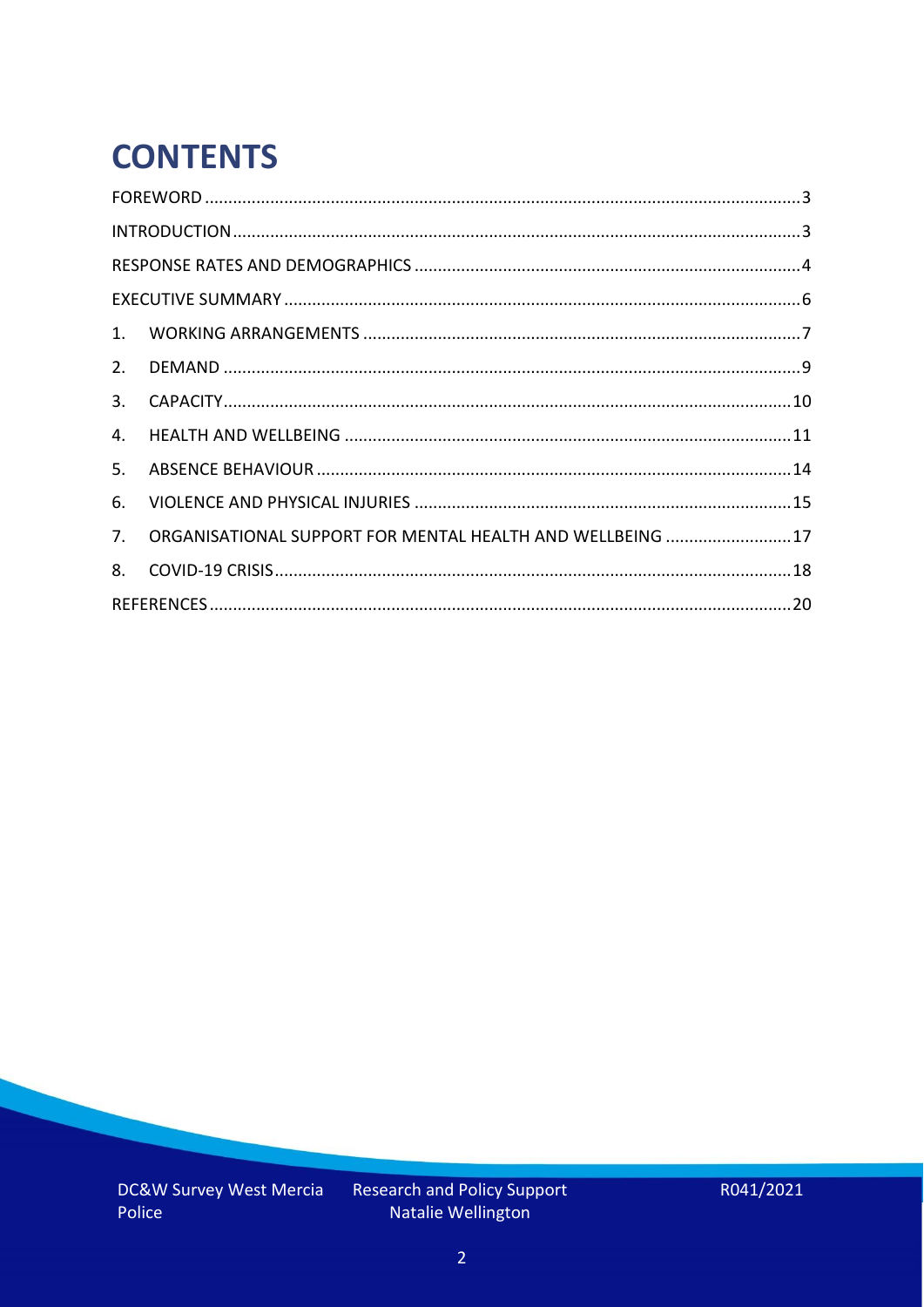# CONTENTS

FOREWORD .......... 3
INTRODUCTION .......... 3
RESPONSE RATES AND DEMOGRAPHICS .......... 4
EXECUTIVE SUMMARY .......... 6
1. WORKING ARRANGEMENTS .......... 7
2. DEMAND .......... 9
3. CAPACITY .......... 10
4. HEALTH AND WELLBEING .......... 11
5. ABSENCE BEHAVIOUR .......... 14
6. VIOLENCE AND PHYSICAL INJURIES .......... 15
7. ORGANISATIONAL SUPPORT FOR MENTAL HEALTH AND WELLBEING .......... 17
8. COVID-19 CRISIS .......... 18
REFERENCES .......... 20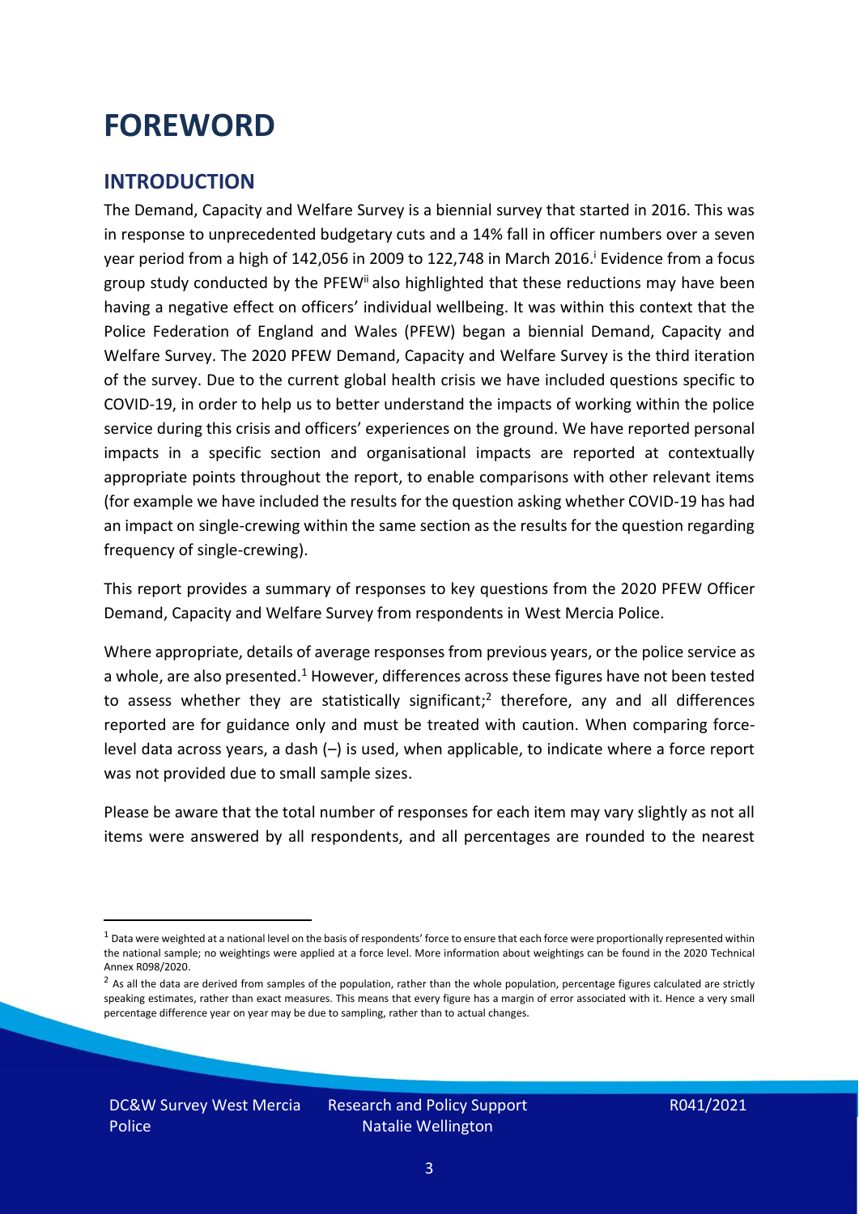# FOREWORD

## INTRODUCTION

The Demand, Capacity and Welfare Survey is a biennial survey that started in 2016. This was in response to unprecedented budgetary cuts and a 14% fall in officer numbers over a seven year period from a high of 142,056 in 2009 to 122,748 in March 2016.[i] Evidence from a focus group study conducted by the PFEW[ii] also highlighted that these reductions may have been having a negative effect on officers' individual wellbeing. It was within this context that the Police Federation of England and Wales (PFEW) began a biennial Demand, Capacity and Welfare Survey. The 2020 PFEW Demand, Capacity and Welfare Survey is the third iteration of the survey. Due to the current global health crisis we have included questions specific to COVID-19, in order to help us to better understand the impacts of working within the police service during this crisis and officers' experiences on the ground. We have reported personal impacts in a specific section and organisational impacts are reported at contextually appropriate points throughout the report, to enable comparisons with other relevant items (for example we have included the results for the question asking whether COVID-19 has had an impact on single-crewing within the same section as the results for the question regarding frequency of single-crewing).

This report provides a summary of responses to key questions from the 2020 PFEW Officer Demand, Capacity and Welfare Survey from respondents in West Mercia Police.

Where appropriate, details of average responses from previous years, or the police service as a whole, are also presented.[1] However, differences across these figures have not been tested to assess whether they are statistically significant;[2] therefore, any and all differences reported are for guidance only and must be treated with caution. When comparing force-level data across years, a dash (–) is used, when applicable, to indicate where a force report was not provided due to small sample sizes.

Please be aware that the total number of responses for each item may vary slightly as not all items were answered by all respondents, and all percentages are rounded to the nearest

[1] Data were weighted at a national level on the basis of respondents' force to ensure that each force were proportionally represented within the national sample; no weightings were applied at a force level. More information about weightings can be found in the 2020 Technical Annex R098/2020.

[2] As all the data are derived from samples of the population, rather than the whole population, percentage figures calculated are strictly speaking estimates, rather than exact measures. This means that every figure has a margin of error associated with it. Hence a very small percentage difference year on year may be due to sampling, rather than to actual changes.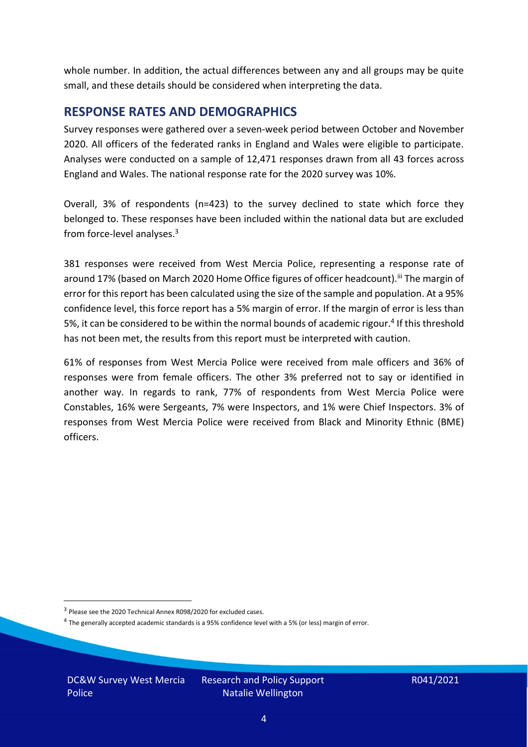whole number. In addition, the actual differences between any and all groups may be quite small, and these details should be considered when interpreting the data.

## RESPONSE RATES AND DEMOGRAPHICS

Survey responses were gathered over a seven-week period between October and November 2020. All officers of the federated ranks in England and Wales were eligible to participate. Analyses were conducted on a sample of 12,471 responses drawn from all 43 forces across England and Wales. The national response rate for the 2020 survey was 10%.

Overall, 3% of respondents (n=423) to the survey declined to state which force they belonged to. These responses have been included within the national data but are excluded from force-level analyses.[3]

381 responses were received from West Mercia Police, representing a response rate of around 17% (based on March 2020 Home Office figures of officer headcount).[iii] The margin of error for this report has been calculated using the size of the sample and population. At a 95% confidence level, this force report has a 5% margin of error. If the margin of error is less than 5%, it can be considered to be within the normal bounds of academic rigour.[4] If this threshold has not been met, the results from this report must be interpreted with caution.

61% of responses from West Mercia Police were received from male officers and 36% of responses were from female officers. The other 3% preferred not to say or identified in another way. In regards to rank, 77% of respondents from West Mercia Police were Constables, 16% were Sergeants, 7% were Inspectors, and 1% were Chief Inspectors. 3% of responses from West Mercia Police were received from Black and Minority Ethnic (BME) officers.

[3] Please see the 2020 Technical Annex R098/2020 for excluded cases.

[4] The generally accepted academic standards is a 95% confidence level with a 5% (or less) margin of error.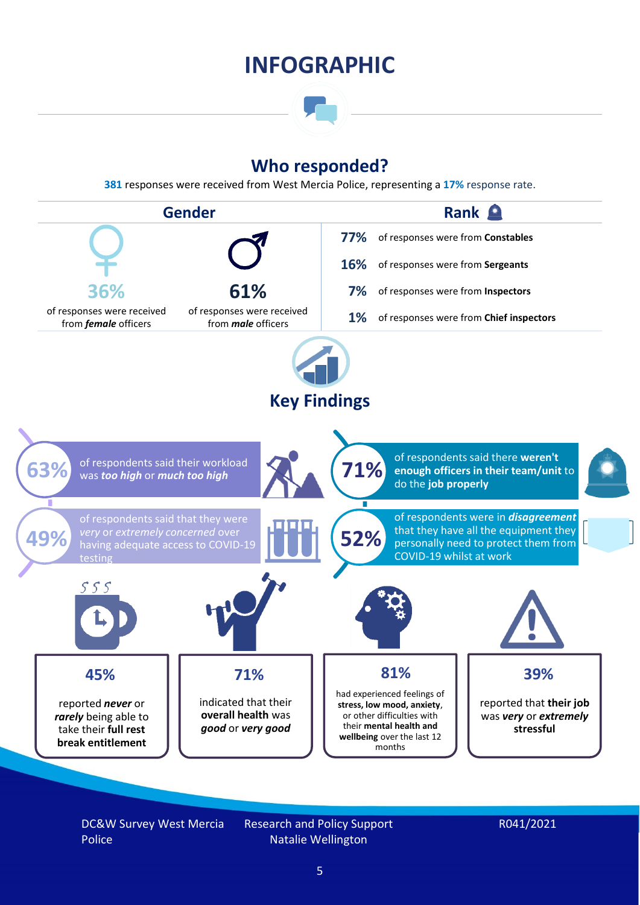# INFOGRAPHIC

## Who responded?

**381** responses were received from West Mercia Police, representing a **17%** response rate.

### Gender

**36%** of responses were received from ***female*** officers

**61%** of responses were received from ***male*** officers

### Rank

- **77%** of responses were from **Constables**
- **16%** of responses were from **Sergeants**
- **7%** of responses were from **Inspectors**
- **1%** of responses were from **Chief inspectors**

## Key Findings

**63%** of respondents said their workload was ***too high*** or ***much too high***

**71%** of respondents said there **weren't enough officers in their team/unit** to do the **job properly**

**49%** of respondents said that they were *very* or *extremely concerned* over having adequate access to COVID-19 testing

**52%** of respondents were in ***disagreement*** that they have all the equipment they personally need to protect them from COVID-19 whilst at work

**45%** reported ***never*** or ***rarely*** being able to take their **full rest break entitlement**

**71%** indicated that their **overall health** was ***good*** or ***very good***

**81%** had experienced feelings of **stress, low mood, anxiety**, or other difficulties with their **mental health and wellbeing** over the last 12 months

**39%** reported that **their job** was ***very*** or ***extremely*** **stressful**

DC&W Survey West Mercia Police

Research and Policy Support
Natalie Wellington

R041/2021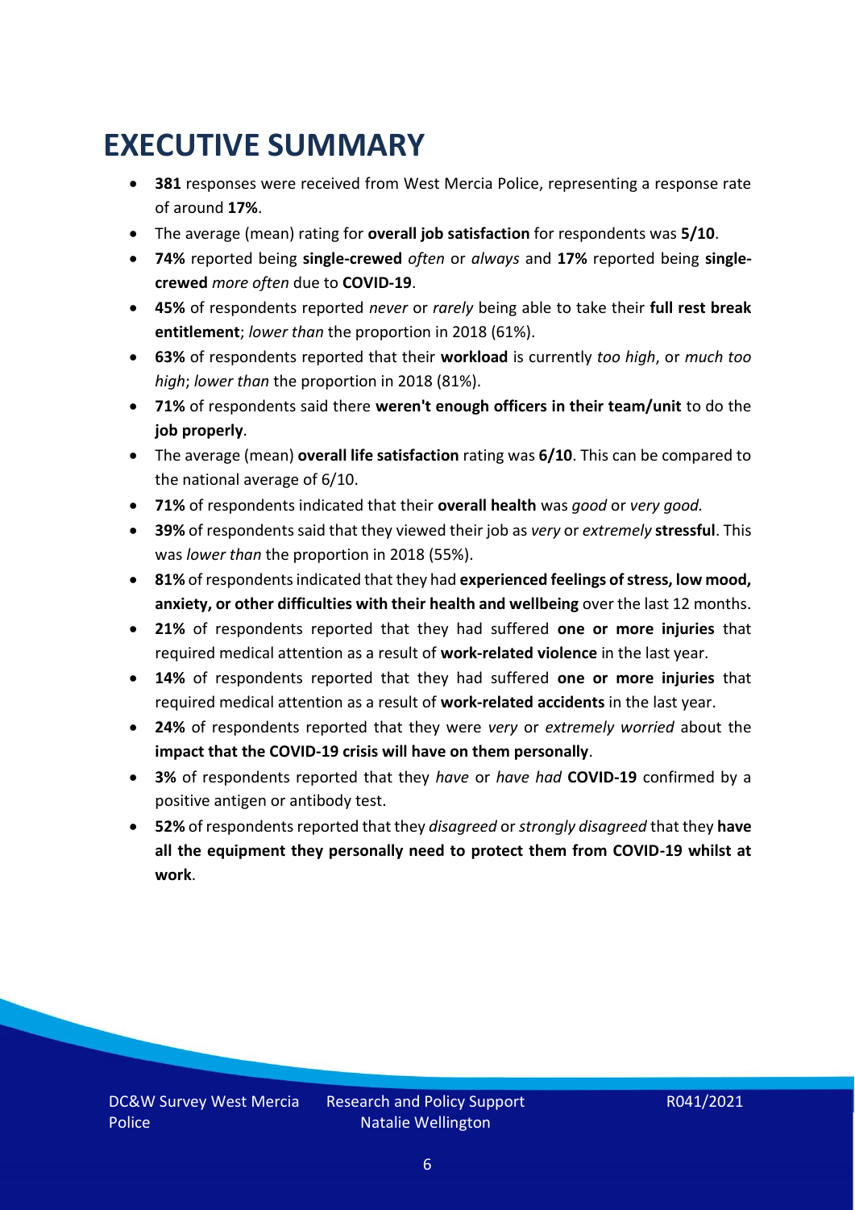# EXECUTIVE SUMMARY

- **381** responses were received from West Mercia Police, representing a response rate of around **17%**.
- The average (mean) rating for **overall job satisfaction** for respondents was **5/10**.
- **74%** reported being **single-crewed** *often* or *always* and **17%** reported being **single-crewed** *more often* due to **COVID-19**.
- **45%** of respondents reported *never* or *rarely* being able to take their **full rest break entitlement**; *lower than* the proportion in 2018 (61%).
- **63%** of respondents reported that their **workload** is currently *too high*, or *much too high*; *lower than* the proportion in 2018 (81%).
- **71%** of respondents said there **weren't enough officers in their team/unit** to do the **job properly**.
- The average (mean) **overall life satisfaction** rating was **6/10**. This can be compared to the national average of 6/10.
- **71%** of respondents indicated that their **overall health** was *good* or *very good.*
- **39%** of respondents said that they viewed their job as *very* or *extremely* **stressful**. This was *lower than* the proportion in 2018 (55%).
- **81%** of respondents indicated that they had **experienced feelings of stress, low mood, anxiety, or other difficulties with their health and wellbeing** over the last 12 months.
- **21%** of respondents reported that they had suffered **one or more injuries** that required medical attention as a result of **work-related violence** in the last year.
- **14%** of respondents reported that they had suffered **one or more injuries** that required medical attention as a result of **work-related accidents** in the last year.
- **24%** of respondents reported that they were *very* or *extremely worried* about the **impact that the COVID-19 crisis will have on them personally**.
- **3%** of respondents reported that they *have* or *have had* **COVID-19** confirmed by a positive antigen or antibody test.
- **52%** of respondents reported that they *disagreed* or *strongly disagreed* that they **have all the equipment they personally need to protect them from COVID-19 whilst at work**.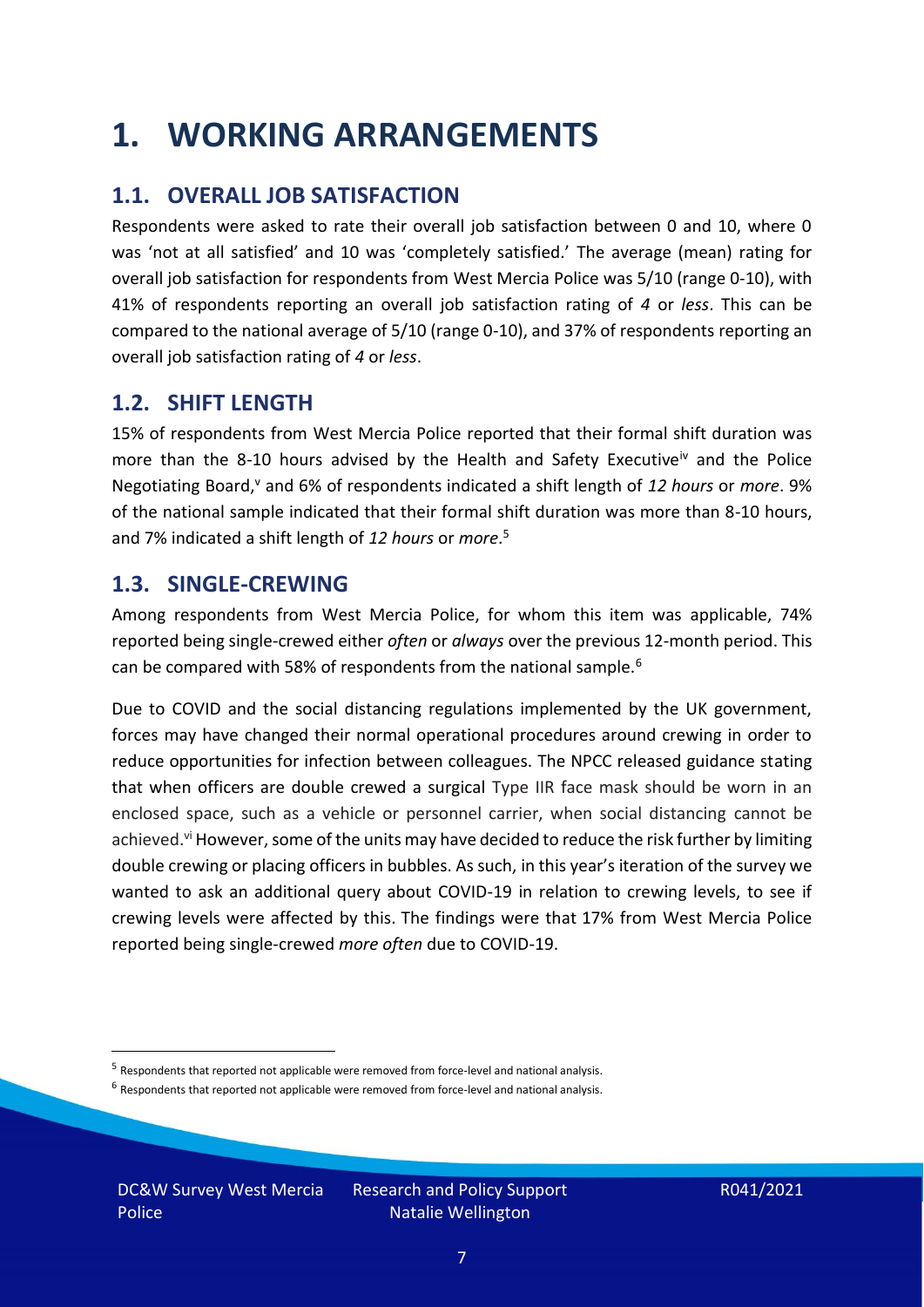# 1. WORKING ARRANGEMENTS

## 1.1. OVERALL JOB SATISFACTION

Respondents were asked to rate their overall job satisfaction between 0 and 10, where 0 was 'not at all satisfied' and 10 was 'completely satisfied.' The average (mean) rating for overall job satisfaction for respondents from West Mercia Police was 5/10 (range 0-10), with 41% of respondents reporting an overall job satisfaction rating of *4* or *less*. This can be compared to the national average of 5/10 (range 0-10), and 37% of respondents reporting an overall job satisfaction rating of *4* or *less*.

## 1.2. SHIFT LENGTH

15% of respondents from West Mercia Police reported that their formal shift duration was more than the 8-10 hours advised by the Health and Safety Executive[iv] and the Police Negotiating Board,[v] and 6% of respondents indicated a shift length of *12 hours* or *more*. 9% of the national sample indicated that their formal shift duration was more than 8-10 hours, and 7% indicated a shift length of *12 hours* or *more*.[5]

## 1.3. SINGLE-CREWING

Among respondents from West Mercia Police, for whom this item was applicable, 74% reported being single-crewed either *often* or *always* over the previous 12-month period. This can be compared with 58% of respondents from the national sample.[6]

Due to COVID and the social distancing regulations implemented by the UK government, forces may have changed their normal operational procedures around crewing in order to reduce opportunities for infection between colleagues. The NPCC released guidance stating that when officers are double crewed a surgical Type IIR face mask should be worn in an enclosed space, such as a vehicle or personnel carrier, when social distancing cannot be achieved.[vi] However, some of the units may have decided to reduce the risk further by limiting double crewing or placing officers in bubbles. As such, in this year's iteration of the survey we wanted to ask an additional query about COVID-19 in relation to crewing levels, to see if crewing levels were affected by this. The findings were that 17% from West Mercia Police reported being single-crewed *more often* due to COVID-19.

[5] Respondents that reported not applicable were removed from force-level and national analysis.

[6] Respondents that reported not applicable were removed from force-level and national analysis.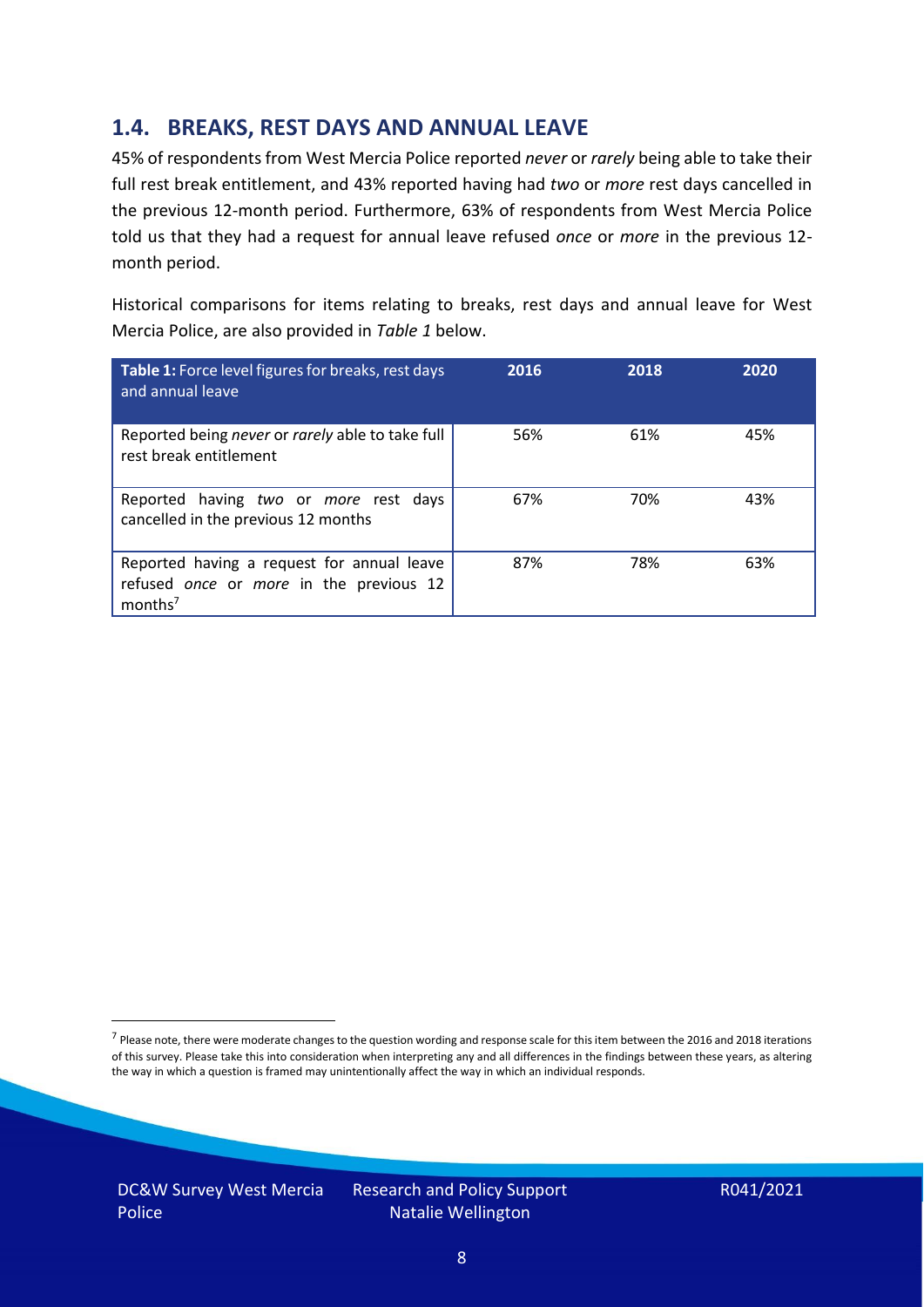## 1.4. BREAKS, REST DAYS AND ANNUAL LEAVE

45% of respondents from West Mercia Police reported *never* or *rarely* being able to take their full rest break entitlement, and 43% reported having had *two* or *more* rest days cancelled in the previous 12-month period. Furthermore, 63% of respondents from West Mercia Police told us that they had a request for annual leave refused *once* or *more* in the previous 12-month period.

Historical comparisons for items relating to breaks, rest days and annual leave for West Mercia Police, are also provided in *Table 1* below.

| **Table 1:** Force level figures for breaks, rest days and annual leave | 2016 | 2018 | 2020 |
|---|---|---|---|
| Reported being *never* or *rarely* able to take full rest break entitlement | 56% | 61% | 45% |
| Reported having *two* or *more* rest days cancelled in the previous 12 months | 67% | 70% | 43% |
| Reported having a request for annual leave refused *once* or *more* in the previous 12 months[7] | 87% | 78% | 63% |

[7] Please note, there were moderate changes to the question wording and response scale for this item between the 2016 and 2018 iterations of this survey. Please take this into consideration when interpreting any and all differences in the findings between these years, as altering the way in which a question is framed may unintentionally affect the way in which an individual responds.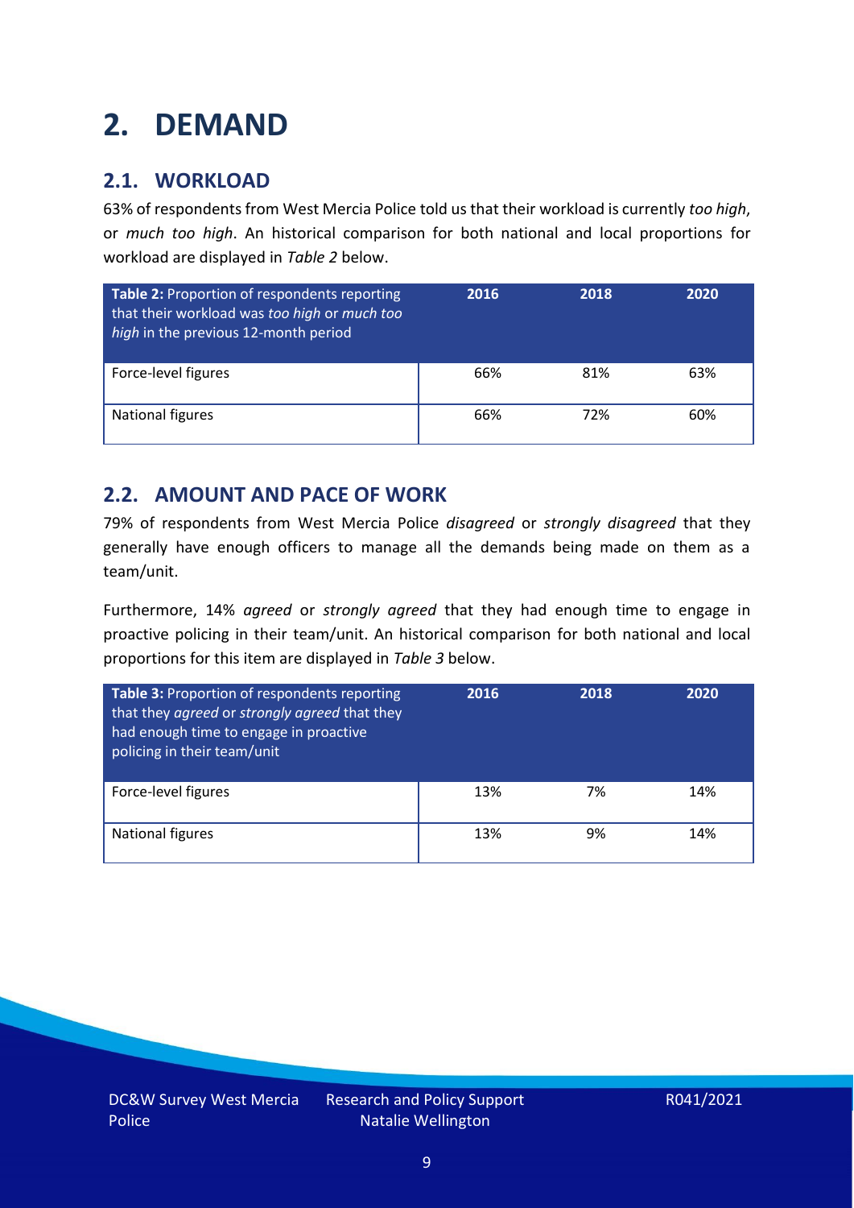# 2. DEMAND

## 2.1. WORKLOAD

63% of respondents from West Mercia Police told us that their workload is currently *too high*, or *much too high*. An historical comparison for both national and local proportions for workload are displayed in *Table 2* below.

| **Table 2:** Proportion of respondents reporting that their workload was *too high* or *much too high* in the previous 12-month period | 2016 | 2018 | 2020 |
|---|---|---|---|
| Force-level figures | 66% | 81% | 63% |
| National figures | 66% | 72% | 60% |

## 2.2. AMOUNT AND PACE OF WORK

79% of respondents from West Mercia Police *disagreed* or *strongly disagreed* that they generally have enough officers to manage all the demands being made on them as a team/unit.

Furthermore, 14% *agreed* or *strongly agreed* that they had enough time to engage in proactive policing in their team/unit. An historical comparison for both national and local proportions for this item are displayed in *Table 3* below.

| **Table 3:** Proportion of respondents reporting that they *agreed* or *strongly agreed* that they had enough time to engage in proactive policing in their team/unit | 2016 | 2018 | 2020 |
|---|---|---|---|
| Force-level figures | 13% | 7% | 14% |
| National figures | 13% | 9% | 14% |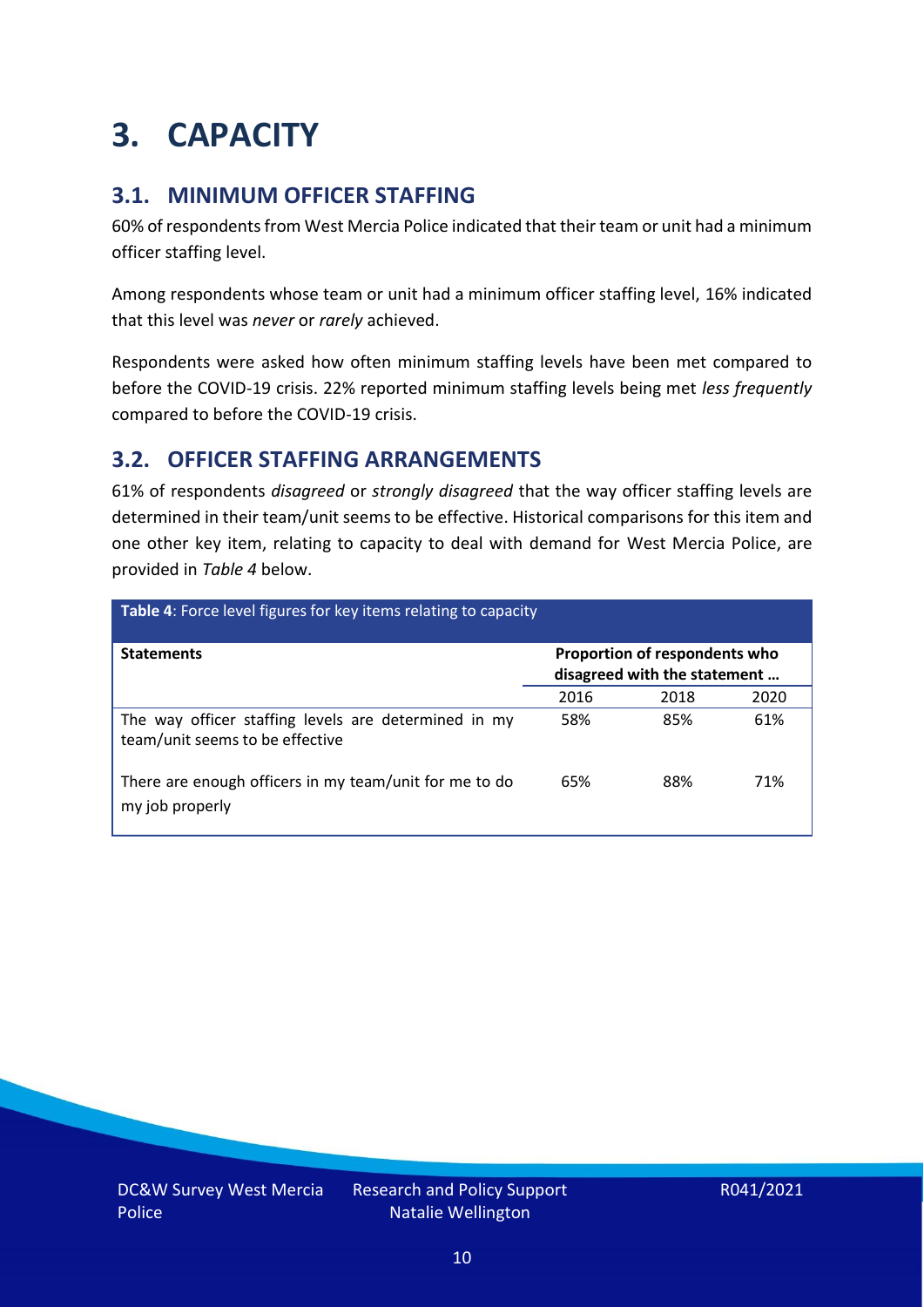# 3. CAPACITY

## 3.1. MINIMUM OFFICER STAFFING

60% of respondents from West Mercia Police indicated that their team or unit had a minimum officer staffing level.

Among respondents whose team or unit had a minimum officer staffing level, 16% indicated that this level was *never* or *rarely* achieved.

Respondents were asked how often minimum staffing levels have been met compared to before the COVID-19 crisis. 22% reported minimum staffing levels being met *less frequently* compared to before the COVID-19 crisis.

## 3.2. OFFICER STAFFING ARRANGEMENTS

61% of respondents *disagreed* or *strongly disagreed* that the way officer staffing levels are determined in their team/unit seems to be effective. Historical comparisons for this item and one other key item, relating to capacity to deal with demand for West Mercia Police, are provided in *Table 4* below.

**Table 4**: Force level figures for key items relating to capacity

| Statements | Proportion of respondents who disagreed with the statement … | | |
|---|---|---|---|
| | 2016 | 2018 | 2020 |
| The way officer staffing levels are determined in my team/unit seems to be effective | 58% | 85% | 61% |
| There are enough officers in my team/unit for me to do my job properly | 65% | 88% | 71% |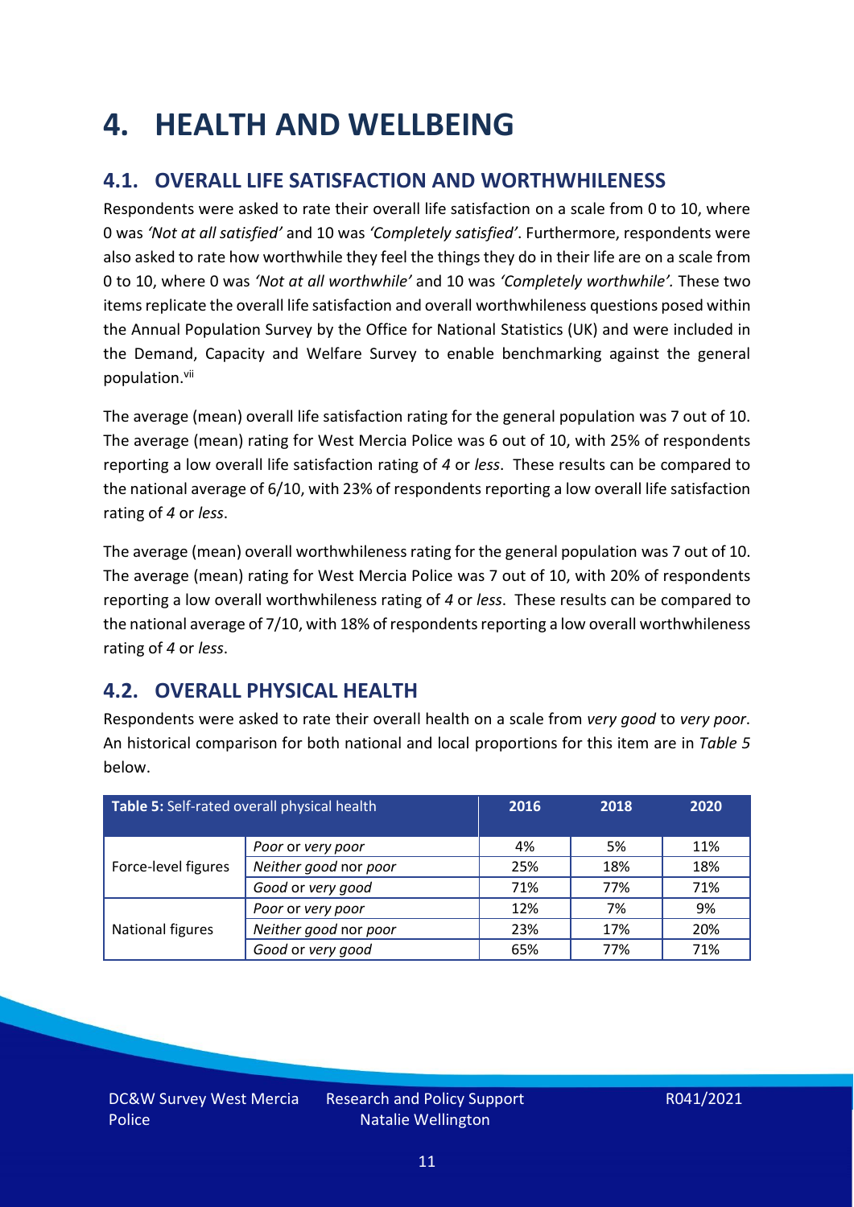# 4. HEALTH AND WELLBEING

## 4.1. OVERALL LIFE SATISFACTION AND WORTHWHILENESS

Respondents were asked to rate their overall life satisfaction on a scale from 0 to 10, where 0 was *'Not at all satisfied'* and 10 was *'Completely satisfied'*. Furthermore, respondents were also asked to rate how worthwhile they feel the things they do in their life are on a scale from 0 to 10, where 0 was *'Not at all worthwhile'* and 10 was *'Completely worthwhile'.* These two items replicate the overall life satisfaction and overall worthwhileness questions posed within the Annual Population Survey by the Office for National Statistics (UK) and were included in the Demand, Capacity and Welfare Survey to enable benchmarking against the general population.[vii]

The average (mean) overall life satisfaction rating for the general population was 7 out of 10. The average (mean) rating for West Mercia Police was 6 out of 10, with 25% of respondents reporting a low overall life satisfaction rating of *4* or *less*. These results can be compared to the national average of 6/10, with 23% of respondents reporting a low overall life satisfaction rating of *4* or *less*.

The average (mean) overall worthwhileness rating for the general population was 7 out of 10. The average (mean) rating for West Mercia Police was 7 out of 10, with 20% of respondents reporting a low overall worthwhileness rating of *4* or *less*. These results can be compared to the national average of 7/10, with 18% of respondents reporting a low overall worthwhileness rating of *4* or *less*.

## 4.2. OVERALL PHYSICAL HEALTH

Respondents were asked to rate their overall health on a scale from *very good* to *very poor*. An historical comparison for both national and local proportions for this item are in *Table 5* below.

| **Table 5:** Self-rated overall physical health | | 2016 | 2018 | 2020 |
|---|---|---|---|---|
| Force-level figures | *Poor* or *very poor* | 4% | 5% | 11% |
| | *Neither good* nor *poor* | 25% | 18% | 18% |
| | *Good* or *very good* | 71% | 77% | 71% |
| National figures | *Poor* or *very poor* | 12% | 7% | 9% |
| | *Neither good* nor *poor* | 23% | 17% | 20% |
| | *Good* or *very good* | 65% | 77% | 71% |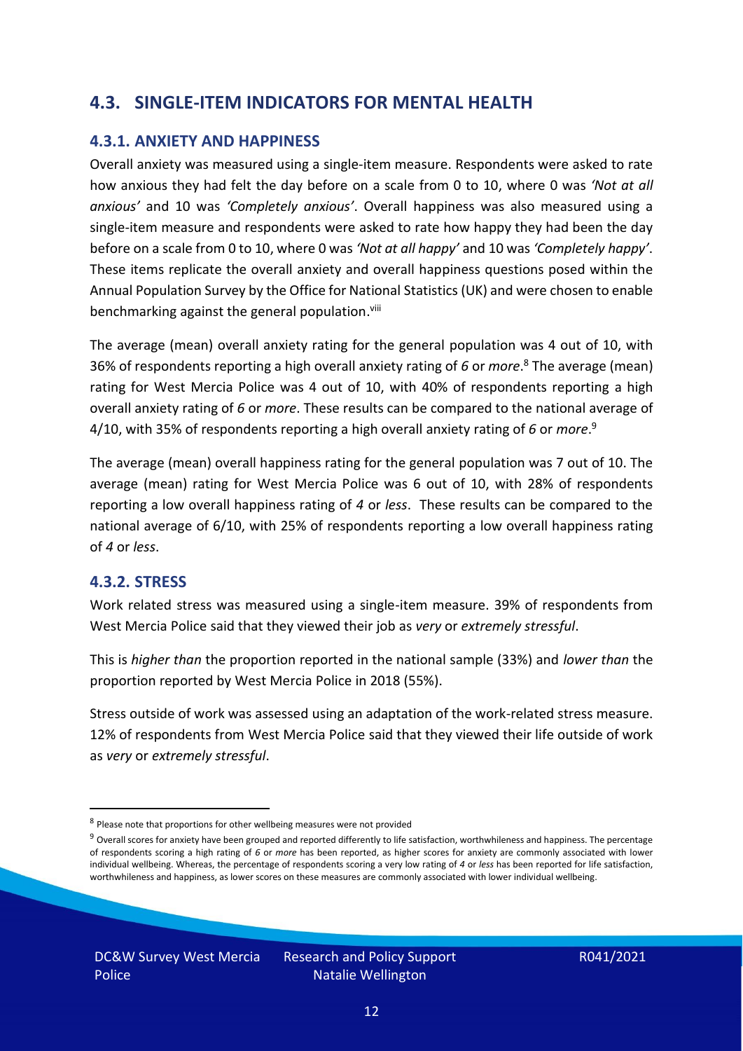## 4.3. SINGLE-ITEM INDICATORS FOR MENTAL HEALTH

### 4.3.1. ANXIETY AND HAPPINESS

Overall anxiety was measured using a single-item measure. Respondents were asked to rate how anxious they had felt the day before on a scale from 0 to 10, where 0 was *'Not at all anxious'* and 10 was *'Completely anxious'*. Overall happiness was also measured using a single-item measure and respondents were asked to rate how happy they had been the day before on a scale from 0 to 10, where 0 was *'Not at all happy'* and 10 was *'Completely happy'*. These items replicate the overall anxiety and overall happiness questions posed within the Annual Population Survey by the Office for National Statistics (UK) and were chosen to enable benchmarking against the general population.[viii]

The average (mean) overall anxiety rating for the general population was 4 out of 10, with 36% of respondents reporting a high overall anxiety rating of *6* or *more*.[8] The average (mean) rating for West Mercia Police was 4 out of 10, with 40% of respondents reporting a high overall anxiety rating of *6* or *more*. These results can be compared to the national average of 4/10, with 35% of respondents reporting a high overall anxiety rating of *6* or *more*.[9]

The average (mean) overall happiness rating for the general population was 7 out of 10. The average (mean) rating for West Mercia Police was 6 out of 10, with 28% of respondents reporting a low overall happiness rating of *4* or *less*. These results can be compared to the national average of 6/10, with 25% of respondents reporting a low overall happiness rating of *4* or *less*.

### 4.3.2. STRESS

Work related stress was measured using a single-item measure. 39% of respondents from West Mercia Police said that they viewed their job as *very* or *extremely stressful*.

This is *higher than* the proportion reported in the national sample (33%) and *lower than* the proportion reported by West Mercia Police in 2018 (55%).

Stress outside of work was assessed using an adaptation of the work-related stress measure. 12% of respondents from West Mercia Police said that they viewed their life outside of work as *very* or *extremely stressful*.

---

[8] Please note that proportions for other wellbeing measures were not provided

[9] Overall scores for anxiety have been grouped and reported differently to life satisfaction, worthwhileness and happiness. The percentage of respondents scoring a high rating of *6* or *more* has been reported, as higher scores for anxiety are commonly associated with lower individual wellbeing. Whereas, the percentage of respondents scoring a very low rating of *4* or *less* has been reported for life satisfaction, worthwhileness and happiness, as lower scores on these measures are commonly associated with lower individual wellbeing.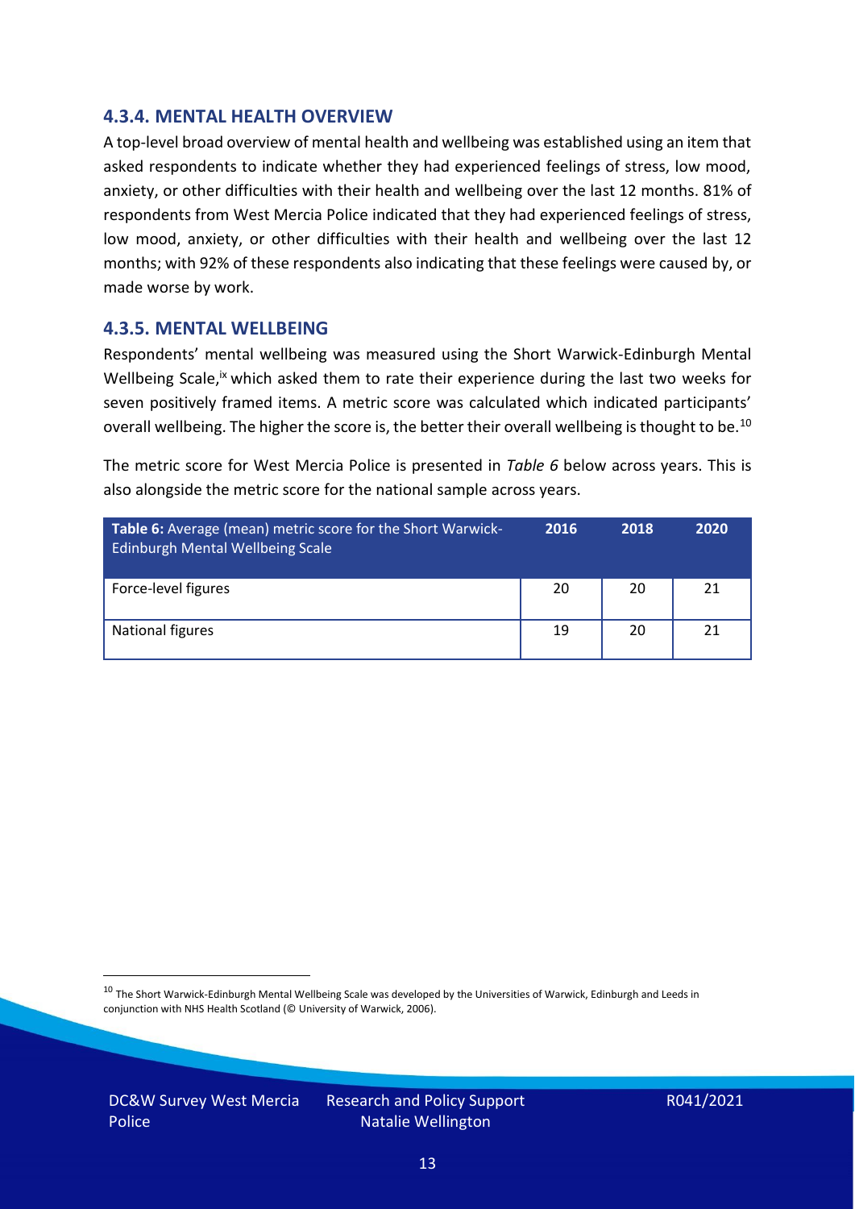### 4.3.4. MENTAL HEALTH OVERVIEW

A top-level broad overview of mental health and wellbeing was established using an item that asked respondents to indicate whether they had experienced feelings of stress, low mood, anxiety, or other difficulties with their health and wellbeing over the last 12 months. 81% of respondents from West Mercia Police indicated that they had experienced feelings of stress, low mood, anxiety, or other difficulties with their health and wellbeing over the last 12 months; with 92% of these respondents also indicating that these feelings were caused by, or made worse by work.

### 4.3.5. MENTAL WELLBEING

Respondents' mental wellbeing was measured using the Short Warwick-Edinburgh Mental Wellbeing Scale,[ix] which asked them to rate their experience during the last two weeks for seven positively framed items. A metric score was calculated which indicated participants' overall wellbeing. The higher the score is, the better their overall wellbeing is thought to be.[10]

The metric score for West Mercia Police is presented in *Table 6* below across years. This is also alongside the metric score for the national sample across years.

| **Table 6:** Average (mean) metric score for the Short Warwick-Edinburgh Mental Wellbeing Scale | 2016 | 2018 | 2020 |
|---|---|---|---|
| Force-level figures | 20 | 20 | 21 |
| National figures | 19 | 20 | 21 |

[10] The Short Warwick-Edinburgh Mental Wellbeing Scale was developed by the Universities of Warwick, Edinburgh and Leeds in conjunction with NHS Health Scotland (© University of Warwick, 2006).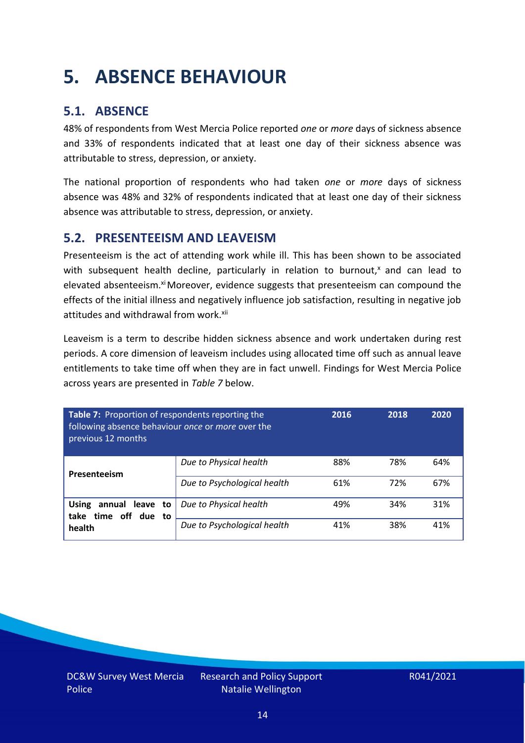# 5. ABSENCE BEHAVIOUR

## 5.1. ABSENCE

48% of respondents from West Mercia Police reported *one* or *more* days of sickness absence and 33% of respondents indicated that at least one day of their sickness absence was attributable to stress, depression, or anxiety.

The national proportion of respondents who had taken *one* or *more* days of sickness absence was 48% and 32% of respondents indicated that at least one day of their sickness absence was attributable to stress, depression, or anxiety.

## 5.2. PRESENTEEISM AND LEAVEISM

Presenteeism is the act of attending work while ill. This has been shown to be associated with subsequent health decline, particularly in relation to burnout,[x] and can lead to elevated absenteeism.[xi] Moreover, evidence suggests that presenteeism can compound the effects of the initial illness and negatively influence job satisfaction, resulting in negative job attitudes and withdrawal from work.[xii]

Leaveism is a term to describe hidden sickness absence and work undertaken during rest periods. A core dimension of leaveism includes using allocated time off such as annual leave entitlements to take time off when they are in fact unwell. Findings for West Mercia Police across years are presented in *Table 7* below.

| **Table 7:** Proportion of respondents reporting the following absence behaviour *once* or *more* over the previous 12 months | | 2016 | 2018 | 2020 |
|---|---|---|---|---|
| **Presenteeism** | *Due to Physical health* | 88% | 78% | 64% |
| | *Due to Psychological health* | 61% | 72% | 67% |
| **Using annual leave to take time off due to health** | *Due to Physical health* | 49% | 34% | 31% |
| | *Due to Psychological health* | 41% | 38% | 41% |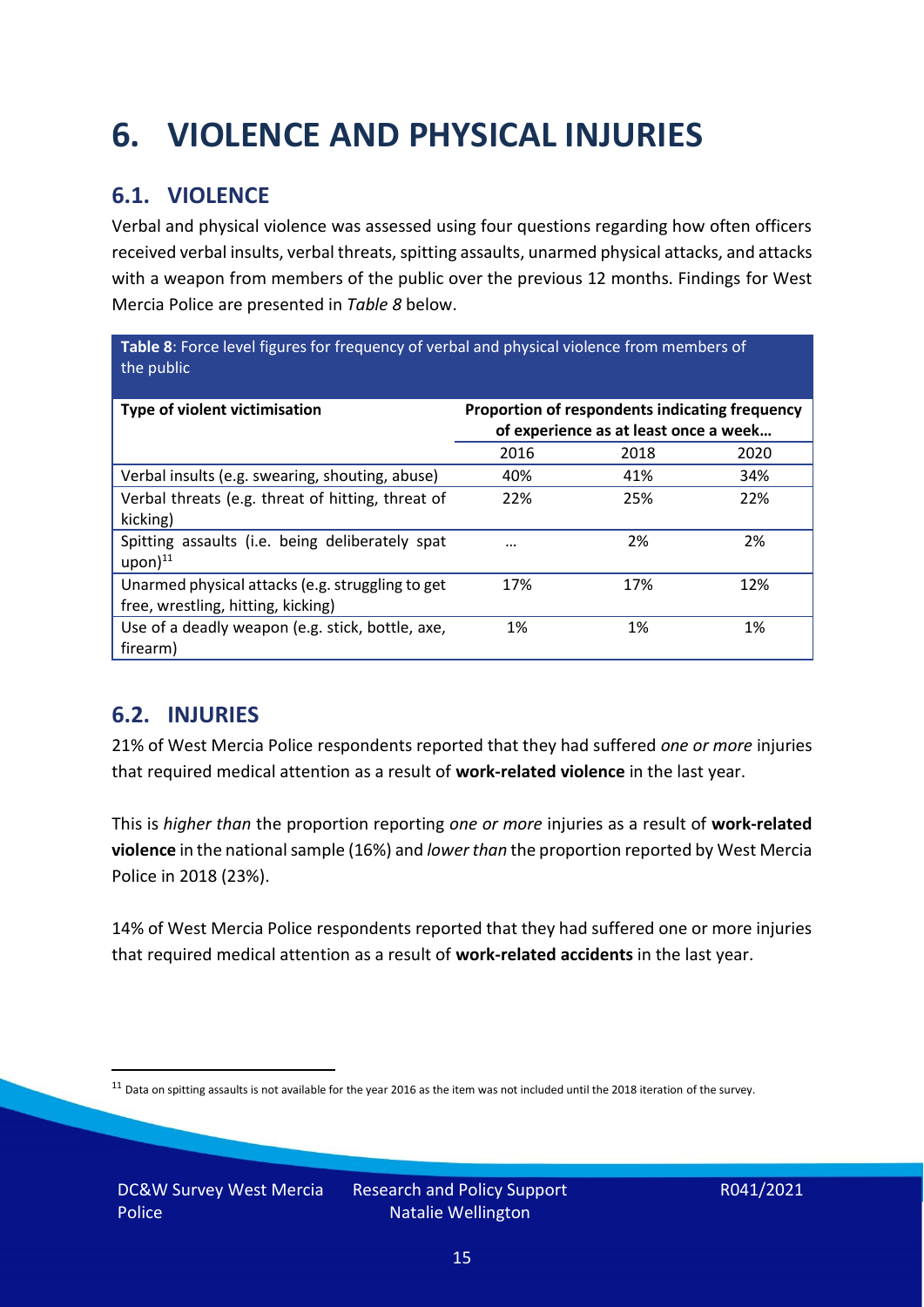# 6. VIOLENCE AND PHYSICAL INJURIES

## 6.1. VIOLENCE

Verbal and physical violence was assessed using four questions regarding how often officers received verbal insults, verbal threats, spitting assaults, unarmed physical attacks, and attacks with a weapon from members of the public over the previous 12 months. Findings for West Mercia Police are presented in *Table 8* below.

**Table 8**: Force level figures for frequency of verbal and physical violence from members of the public

| Type of violent victimisation | Proportion of respondents indicating frequency of experience as at least once a week… | | |
|---|---|---|---|
| | 2016 | 2018 | 2020 |
| Verbal insults (e.g. swearing, shouting, abuse) | 40% | 41% | 34% |
| Verbal threats (e.g. threat of hitting, threat of kicking) | 22% | 25% | 22% |
| Spitting assaults (i.e. being deliberately spat upon)[11] | … | 2% | 2% |
| Unarmed physical attacks (e.g. struggling to get free, wrestling, hitting, kicking) | 17% | 17% | 12% |
| Use of a deadly weapon (e.g. stick, bottle, axe, firearm) | 1% | 1% | 1% |

## 6.2. INJURIES

21% of West Mercia Police respondents reported that they had suffered *one or more* injuries that required medical attention as a result of **work-related violence** in the last year.

This is *higher than* the proportion reporting *one or more* injuries as a result of **work-related violence** in the national sample (16%) and *lower than* the proportion reported by West Mercia Police in 2018 (23%).

14% of West Mercia Police respondents reported that they had suffered one or more injuries that required medical attention as a result of **work-related accidents** in the last year.

[11] Data on spitting assaults is not available for the year 2016 as the item was not included until the 2018 iteration of the survey.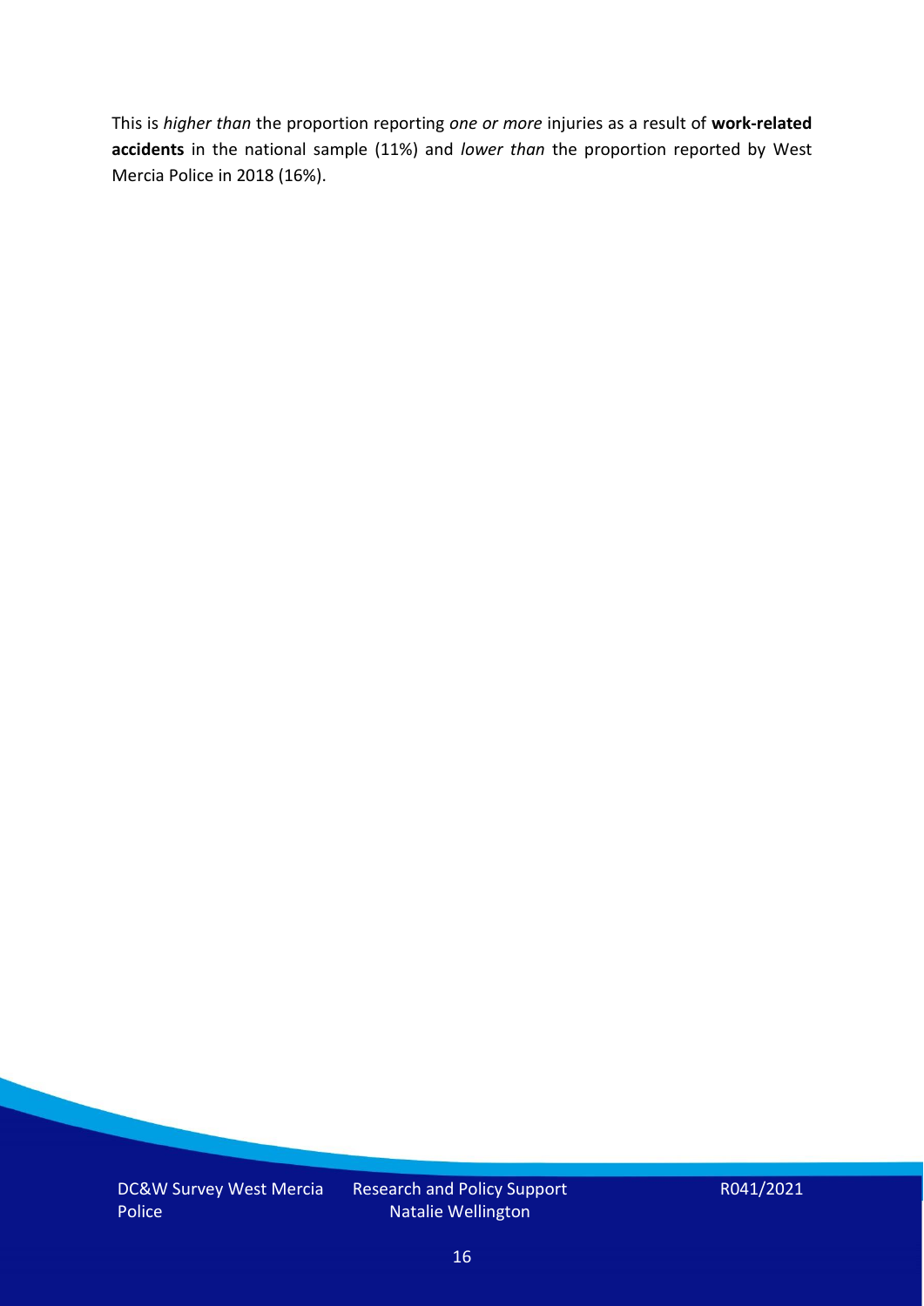This is *higher than* the proportion reporting *one or more* injuries as a result of **work-related accidents** in the national sample (11%) and *lower than* the proportion reported by West Mercia Police in 2018 (16%).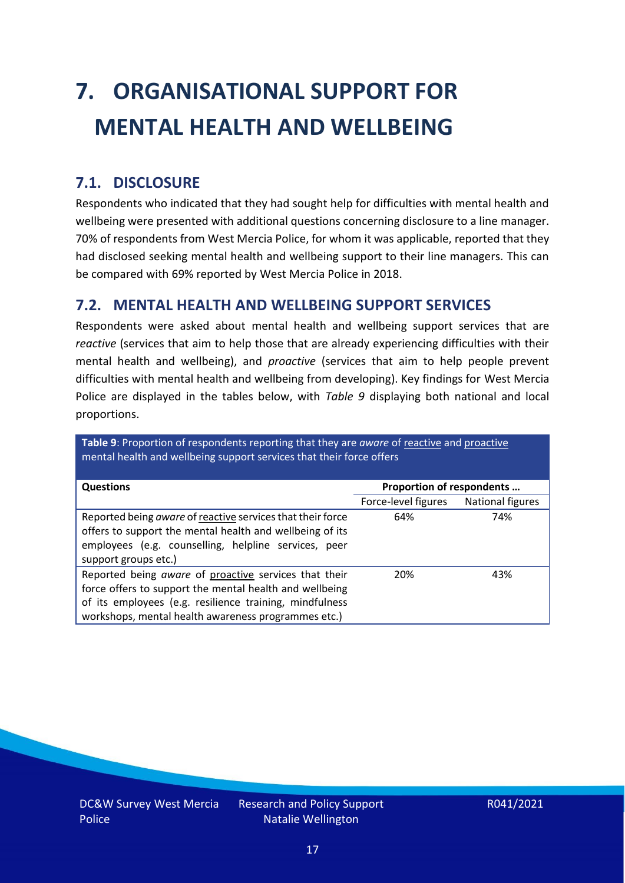# 7. ORGANISATIONAL SUPPORT FOR MENTAL HEALTH AND WELLBEING

## 7.1. DISCLOSURE

Respondents who indicated that they had sought help for difficulties with mental health and wellbeing were presented with additional questions concerning disclosure to a line manager. 70% of respondents from West Mercia Police, for whom it was applicable, reported that they had disclosed seeking mental health and wellbeing support to their line managers. This can be compared with 69% reported by West Mercia Police in 2018.

## 7.2. MENTAL HEALTH AND WELLBEING SUPPORT SERVICES

Respondents were asked about mental health and wellbeing support services that are *reactive* (services that aim to help those that are already experiencing difficulties with their mental health and wellbeing), and *proactive* (services that aim to help people prevent difficulties with mental health and wellbeing from developing). Key findings for West Mercia Police are displayed in the tables below, with *Table 9* displaying both national and local proportions.

**Table 9**: Proportion of respondents reporting that they are *aware* of reactive and proactive mental health and wellbeing support services that their force offers

| Questions | Proportion of respondents … | |
|---|---|---|
| | Force-level figures | National figures |
| Reported being *aware* of reactive services that their force offers to support the mental health and wellbeing of its employees (e.g. counselling, helpline services, peer support groups etc.) | 64% | 74% |
| Reported being *aware* of proactive services that their force offers to support the mental health and wellbeing of its employees (e.g. resilience training, mindfulness workshops, mental health awareness programmes etc.) | 20% | 43% |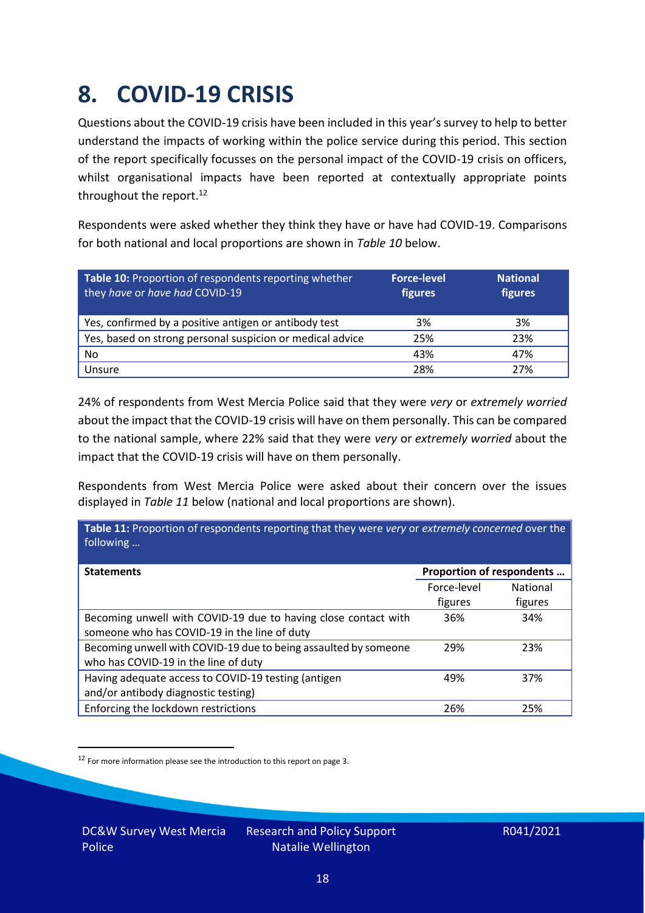# 8. COVID-19 CRISIS

Questions about the COVID-19 crisis have been included in this year's survey to help to better understand the impacts of working within the police service during this period. This section of the report specifically focusses on the personal impact of the COVID-19 crisis on officers, whilst organisational impacts have been reported at contextually appropriate points throughout the report.[12]

Respondents were asked whether they think they have or have had COVID-19. Comparisons for both national and local proportions are shown in *Table 10* below.

| **Table 10:** Proportion of respondents reporting whether they *have* or *have had* COVID-19 | **Force-level figures** | **National figures** |
|---|---|---|
| Yes, confirmed by a positive antigen or antibody test | 3% | 3% |
| Yes, based on strong personal suspicion or medical advice | 25% | 23% |
| No | 43% | 47% |
| Unsure | 28% | 27% |

24% of respondents from West Mercia Police said that they were *very* or *extremely worried* about the impact that the COVID-19 crisis will have on them personally. This can be compared to the national sample, where 22% said that they were *very* or *extremely worried* about the impact that the COVID-19 crisis will have on them personally.

Respondents from West Mercia Police were asked about their concern over the issues displayed in *Table 11* below (national and local proportions are shown).

**Table 11:** Proportion of respondents reporting that they were *very* or *extremely concerned* over the following …

| **Statements** | **Proportion of respondents …** | |
|---|---|---|
| | Force-level figures | National figures |
| Becoming unwell with COVID-19 due to having close contact with someone who has COVID-19 in the line of duty | 36% | 34% |
| Becoming unwell with COVID-19 due to being assaulted by someone who has COVID-19 in the line of duty | 29% | 23% |
| Having adequate access to COVID-19 testing (antigen and/or antibody diagnostic testing) | 49% | 37% |
| Enforcing the lockdown restrictions | 26% | 25% |

[12] For more information please see the introduction to this report on page 3.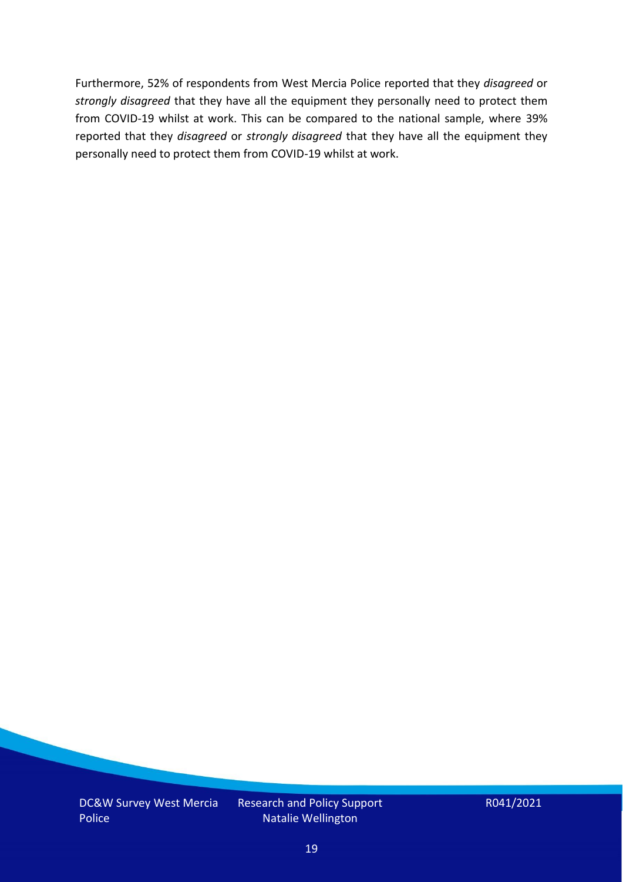Furthermore, 52% of respondents from West Mercia Police reported that they *disagreed* or *strongly disagreed* that they have all the equipment they personally need to protect them from COVID-19 whilst at work. This can be compared to the national sample, where 39% reported that they *disagreed* or *strongly disagreed* that they have all the equipment they personally need to protect them from COVID-19 whilst at work.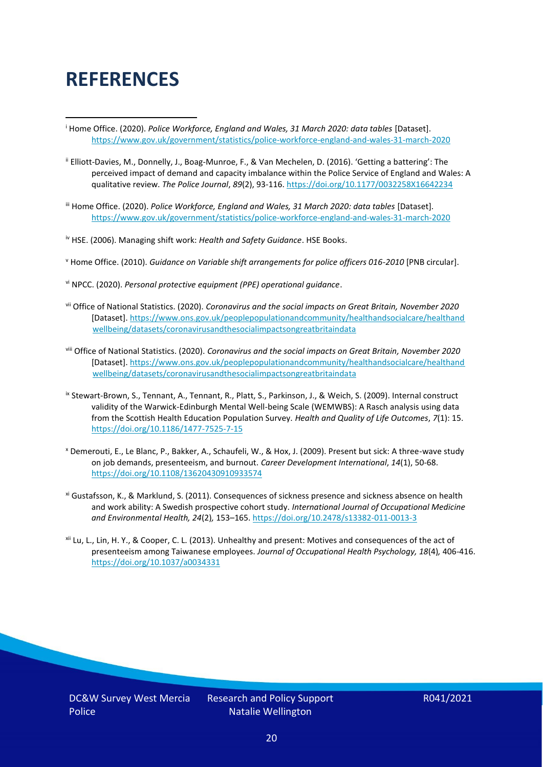# REFERENCES

[i] Home Office. (2020). *Police Workforce, England and Wales, 31 March 2020: data tables* [Dataset]. https://www.gov.uk/government/statistics/police-workforce-england-and-wales-31-march-2020

[ii] Elliott-Davies, M., Donnelly, J., Boag-Munroe, F., & Van Mechelen, D. (2016). 'Getting a battering': The perceived impact of demand and capacity imbalance within the Police Service of England and Wales: A qualitative review. *The Police Journal*, *89*(2), 93-116. https://doi.org/10.1177/0032258X16642234

[iii] Home Office. (2020). *Police Workforce, England and Wales, 31 March 2020: data tables* [Dataset]. https://www.gov.uk/government/statistics/police-workforce-england-and-wales-31-march-2020

[iv] HSE. (2006). Managing shift work: *Health and Safety Guidance*. HSE Books.

[v] Home Office. (2010). *Guidance on Variable shift arrangements for police officers 016-2010* [PNB circular].

[vi] NPCC. (2020). *Personal protective equipment (PPE) operational guidance*.

[vii] Office of National Statistics. (2020). *Coronavirus and the social impacts on Great Britain, November 2020* [Dataset]. https://www.ons.gov.uk/peoplepopulationandcommunity/healthandsocialcare/healthandwellbeing/datasets/coronavirusandthesocialimpactsongreatbritaindata

[viii] Office of National Statistics. (2020). *Coronavirus and the social impacts on Great Britain, November 2020* [Dataset]. https://www.ons.gov.uk/peoplepopulationandcommunity/healthandsocialcare/healthandwellbeing/datasets/coronavirusandthesocialimpactsongreatbritaindata

[ix] Stewart-Brown, S., Tennant, A., Tennant, R., Platt, S., Parkinson, J., & Weich, S. (2009). Internal construct validity of the Warwick-Edinburgh Mental Well-being Scale (WEMWBS): A Rasch analysis using data from the Scottish Health Education Population Survey. *Health and Quality of Life Outcomes*, *7*(1): 15. https://doi.org/10.1186/1477-7525-7-15

[x] Demerouti, E., Le Blanc, P., Bakker, A., Schaufeli, W., & Hox, J. (2009). Present but sick: A three-wave study on job demands, presenteeism, and burnout. *Career Development International*, *14*(1), 50-68. https://doi.org/10.1108/13620430910933574

[xi] Gustafsson, K., & Marklund, S. (2011). Consequences of sickness presence and sickness absence on health and work ability: A Swedish prospective cohort study. *International Journal of Occupational Medicine and Environmental Health, 24*(2)*,* 153–165. https://doi.org/10.2478/s13382-011-0013-3

[xii] Lu, L., Lin, H. Y., & Cooper, C. L. (2013). Unhealthy and present: Motives and consequences of the act of presenteeism among Taiwanese employees. *Journal of Occupational Health Psychology, 18*(4)*,* 406-416. https://doi.org/10.1037/a0034331